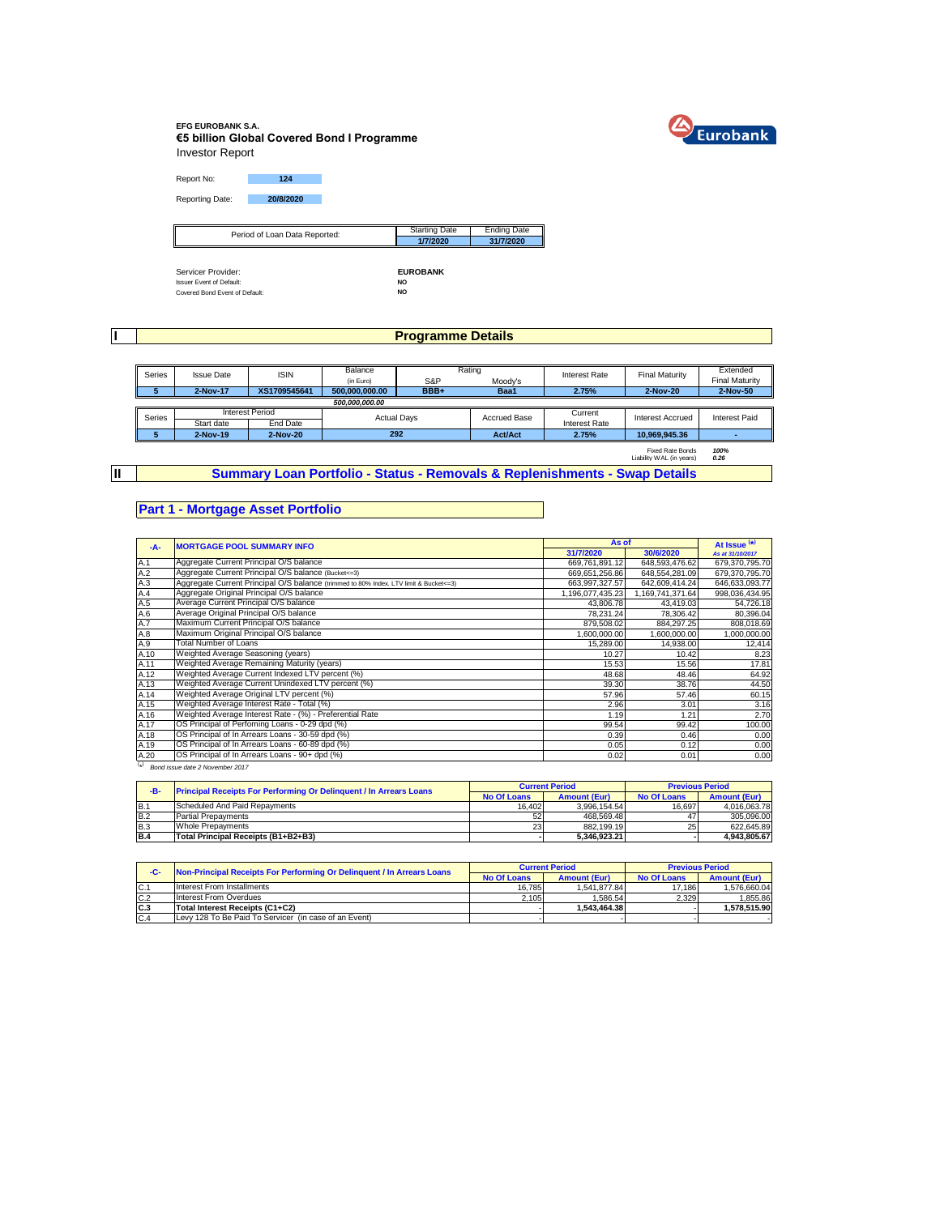**EFG EUROBANK S.A.**

**€5 billion Global Covered Bond I Programme**

Investor Report

Report No: **124**

Reporting Date: **20/8/2020**

| Period of Loan Data Reported: | Starting Date | Ending Date |
|---|---|---|
| | **1/7/2020** | **31/7/2020** |

Servicer Provider: **EUROBANK**

Issuer Event of Default: **NO**

Covered Bond Event of Default: **NO**

# I Programme Details

| Series | Issue Date | ISIN | Balance (in Euro) | Rating S&P | Rating Moody's | Interest Rate | Final Maturity | Extended Final Maturity |
|---|---|---|---|---|---|---|---|---|
| **5** | **2-Nov-17** | **XS1709545641** | **500,000,000.00** | **BBB+** | **Baa1** | **2.75%** | **2-Nov-20** | **2-Nov-50** |
| | | | ***500,000,000.00*** | | | | | |

| Series | Interest Period Start date | Interest Period End Date | Actual Days | Accrued Base | Current Interest Rate | Interest Accrued | Interest Paid |
|---|---|---|---|---|---|---|---|
| **5** | **2-Nov-19** | **2-Nov-20** | **292** | **Act/Act** | **2.75%** | **10,969,945.36** | **-** |

Fixed Rate Bonds ***100%***

Liability WAL (in years) ***0.26***

# II Summary Loan Portfolio - Status - Removals & Replenishments - Swap Details

## Part 1 - Mortgage Asset Portfolio

| -A- | MORTGAGE POOL SUMMARY INFO | As of 31/7/2020 | As of 30/6/2020 | At Issue (*) As at 31/10/2017 |
|---|---|---|---|---|
| A.1 | Aggregate Current Principal O/S balance | 669,761,891.12 | 648,593,476.62 | 679,370,795.70 |
| A.2 | Aggregate Current Principal O/S balance (Bucket<=3) | 669,651,256.86 | 648,554,281.09 | 679,370,795.70 |
| A.3 | Aggregate Current Principal O/S balance (trimmed to 80% Index. LTV limit & Bucket<=3) | 663,997,327.57 | 642,609,414.24 | 646,633,093.77 |
| A.4 | Aggregate Original Principal O/S balance | 1,196,077,435.23 | 1,169,741,371.64 | 998,036,434.95 |
| A.5 | Average Current Principal O/S balance | 43,806.78 | 43,419.03 | 54,726.18 |
| A.6 | Average Original Principal O/S balance | 78,231.24 | 78,306.42 | 80,396.04 |
| A.7 | Maximum Current Principal O/S balance | 879,508.02 | 884,297.25 | 808,018.69 |
| A.8 | Maximum Original Principal O/S balance | 1,600,000.00 | 1,600,000.00 | 1,000,000.00 |
| A.9 | Total Number of Loans | 15,289.00 | 14,938.00 | 12,414 |
| A.10 | Weighted Average Seasoning (years) | 10.27 | 10.42 | 8.23 |
| A.11 | Weighted Average Remaining Maturity (years) | 15.53 | 15.56 | 17.81 |
| A.12 | Weighted Average Current Indexed LTV percent (%) | 48.68 | 48.46 | 64.92 |
| A.13 | Weighted Average Current Unindexed LTV percent (%) | 39.30 | 38.76 | 44.50 |
| A.14 | Weighted Average Original LTV percent (%) | 57.96 | 57.46 | 60.15 |
| A.15 | Weighted Average Interest Rate - Total (%) | 2.96 | 3.01 | 3.16 |
| A.16 | Weighted Average Interest Rate - (%) - Preferential Rate | 1.19 | 1.21 | 2.70 |
| A.17 | OS Principal of Perfoming Loans - 0-29 dpd (%) | 99.54 | 99.42 | 100.00 |
| A.18 | OS Principal of In Arrears Loans - 30-59 dpd (%) | 0.39 | 0.46 | 0.00 |
| A.19 | OS Principal of In Arrears Loans - 60-89 dpd (%) | 0.05 | 0.12 | 0.00 |
| A.20 | OS Principal of In Arrears Loans - 90+ dpd (%) | 0.02 | 0.01 | 0.00 |

(*) *Bond issue date 2 November 2017*

| -B- | Principal Receipts For Performing Or Delinquent / In Arrears Loans | Current Period No Of Loans | Current Period Amount (Eur) | Previous Period No Of Loans | Previous Period Amount (Eur) |
|---|---|---|---|---|---|
| B.1 | Scheduled And Paid Repayments | 16,402 | 3,996,154.54 | 16,697 | 4,016,063.78 |
| B.2 | Partial Prepayments | 52 | 468,569.48 | 47 | 305,096.00 |
| B.3 | Whole Prepayments | 23 | 882,199.19 | 25 | 622,645.89 |
| **B.4** | **Total Principal Receipts (B1+B2+B3)** | **-** | **5,346,923.21** | **-** | **4,943,805.67** |

| -C- | Non-Principal Receipts For Performing Or Delinquent / In Arrears Loans | Current Period No Of Loans | Current Period Amount (Eur) | Previous Period No Of Loans | Previous Period Amount (Eur) |
|---|---|---|---|---|---|
| C.1 | Interest From Installments | 16,785 | 1,541,877.84 | 17,186 | 1,576,660.04 |
| C.2 | Interest From Overdues | 2,105 | 1,586.54 | 2,329 | 1,855.86 |
| **C.3** | **Total Interest Receipts (C1+C2)** | **-** | **1,543,464.38** | **-** | **1,578,515.90** |
| C.4 | Levy 128 To Be Paid To Servicer (in case of an Event) | - | - | - | - |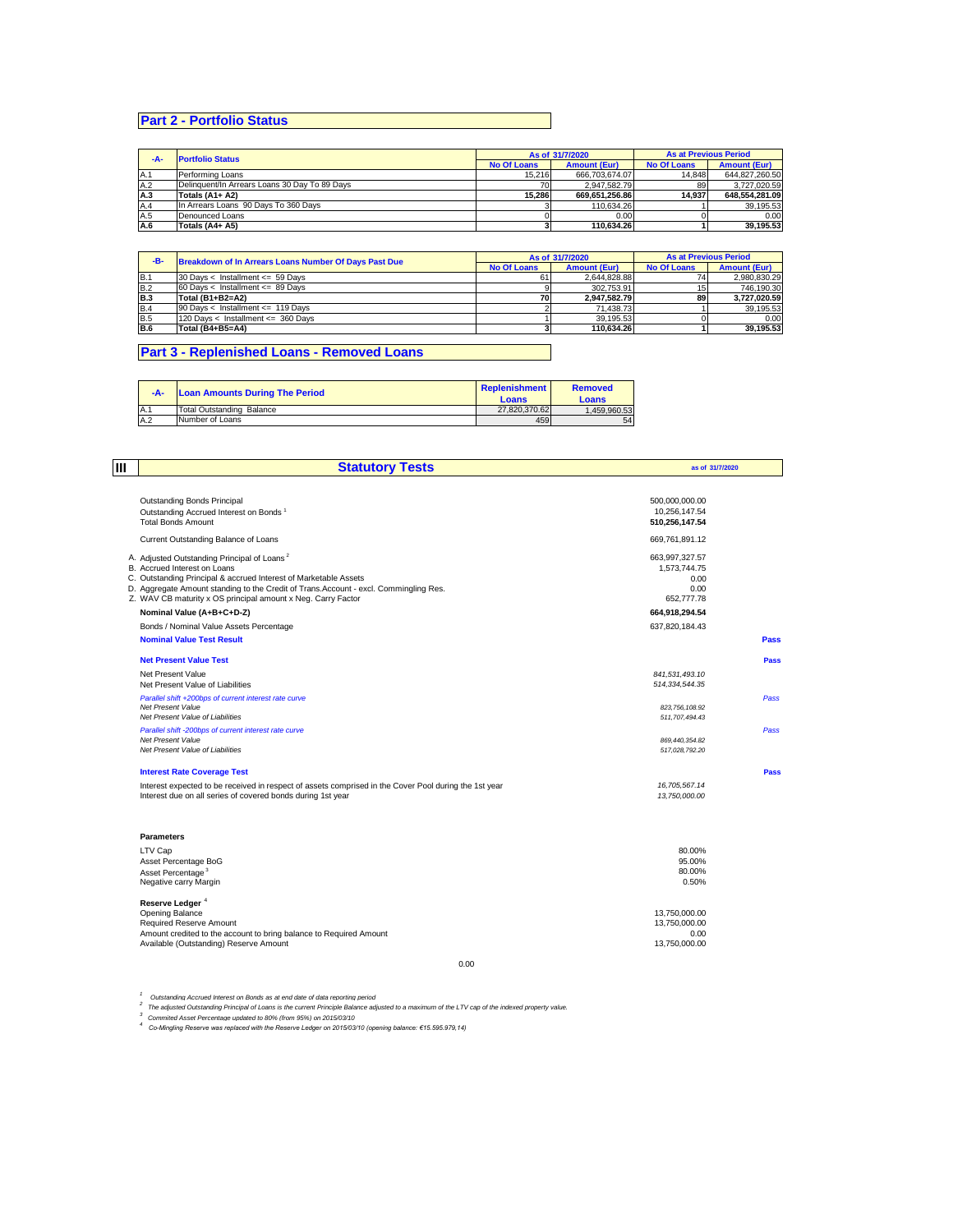## Part 2 - Portfolio Status

| -A- | Portfolio Status | As of 31/7/2020 | | As at Previous Period | |
|---|---|---|---|---|---|
| | | No Of Loans | Amount (Eur) | No Of Loans | Amount (Eur) |
| A.1 | Performing Loans | 15,216 | 666,703,674.07 | 14,848 | 644,827,260.50 |
| A.2 | Delinquent/In Arrears Loans 30 Day To 89 Days | 70 | 2,947,582.79 | 89 | 3,727,020.59 |
| **A.3** | **Totals (A1+ A2)** | **15,286** | **669,651,256.86** | **14,937** | **648,554,281.09** |
| A.4 | In Arrears Loans 90 Days To 360 Days | 3 | 110,634.26 | 1 | 39,195.53 |
| A.5 | Denounced Loans | 0 | 0.00 | 0 | 0.00 |
| **A.6** | **Totals (A4+ A5)** | **3** | **110,634.26** | **1** | **39,195.53** |

| -B- | Breakdown of In Arrears Loans Number Of Days Past Due | As of 31/7/2020 | | As at Previous Period | |
|---|---|---|---|---|---|
| | | No Of Loans | Amount (Eur) | No Of Loans | Amount (Eur) |
| B.1 | 30 Days < Installment <= 59 Days | 61 | 2,644,828.88 | 74 | 2,980,830.29 |
| B.2 | 60 Days < Installment <= 89 Days | 9 | 302,753.91 | 15 | 746,190.30 |
| **B.3** | **Total (B1+B2=A2)** | **70** | **2,947,582.79** | **89** | **3,727,020.59** |
| B.4 | 90 Days < Installment <= 119 Days | 2 | 71,438.73 | 1 | 39,195.53 |
| B.5 | 120 Days < Installment <= 360 Days | 1 | 39,195.53 | 0 | 0.00 |
| **B.6** | **Total (B4+B5=A4)** | **3** | **110,634.26** | **1** | **39,195.53** |

## Part 3 - Replenished Loans - Removed Loans

| -A- | Loan Amounts During The Period | Replenishment Loans | Removed Loans |
|---|---|---|---|
| A.1 | Total Outstanding Balance | 27,820,370.62 | 1,459,960.53 |
| A.2 | Number of Loans | 459 | 54 |

## III Statutory Tests

as of 31/7/2020

| | | |
|---|---|---|
| Outstanding Bonds Principal | 500,000,000.00 | |
| Outstanding Accrued Interest on Bonds [1] | 10,256,147.54 | |
| **Total Bonds Amount** | **510,256,147.54** | |
| Current Outstanding Balance of Loans | 669,761,891.12 | |
| A. Adjusted Outstanding Principal of Loans [2] | 663,997,327.57 | |
| B. Accrued Interest on Loans | 1,573,744.75 | |
| C. Outstanding Principal & accrued Interest of Marketable Assets | 0.00 | |
| D. Aggregate Amount standing to the Credit of Trans.Account - excl. Commingling Res. | 0.00 | |
| Z. WAV CB maturity x OS principal amount x Neg. Carry Factor | 652,777.78 | |
| **Nominal Value (A+B+C+D-Z)** | **664,918,294.54** | |
| Bonds / Nominal Value Assets Percentage | 637,820,184.43 | |
| **Nominal Value Test Result** | | **Pass** |
| **Net Present Value Test** | | **Pass** |
| Net Present Value | *841,531,493.10* | |
| Net Present Value of Liabilities | *514,334,544.35* | |
| *Parallel shift +200bps of current interest rate curve* | | *Pass* |
| *Net Present Value* | *823,756,108.92* | |
| *Net Present Value of Liabilities* | *511,707,494.43* | |
| *Parallel shift -200bps of current interest rate curve* | | *Pass* |
| *Net Present Value* | *869,440,354.82* | |
| *Net Present Value of Liabilities* | *517,028,792.20* | |
| **Interest Rate Coverage Test** | | **Pass** |
| Interest expected to be received in respect of assets comprised in the Cover Pool during the 1st year | *16,705,567.14* | |
| Interest due on all series of covered bonds during 1st year | *13,750,000.00* | |

**Parameters**

| | |
|---|---|
| LTV Cap | 80.00% |
| Asset Percentage BoG | 95.00% |
| Asset Percentage [3] | 80.00% |
| Negative carry Margin | 0.50% |

**Reserve Ledger** [4]

| | |
|---|---|
| Opening Balance | 13,750,000.00 |
| Required Reserve Amount | 13,750,000.00 |
| Amount credited to the account to bring balance to Required Amount | 0.00 |
| Available (Outstanding) Reserve Amount | 13,750,000.00 |

0.00

[1] *Outstanding Accrued Interest on Bonds as at end date of data reporting period*

[2] *The adjusted Outstanding Principal of Loans is the current Principle Balance adjusted to a maximum of the LTV cap of the indexed property value.*

[3] *Commited Asset Percentage updated to 80% (from 95%) on 2015/03/10*

[4] *Co-Mingling Reserve was replaced with the Reserve Ledger on 2015/03/10 (opening balance: €15.595.979,14)*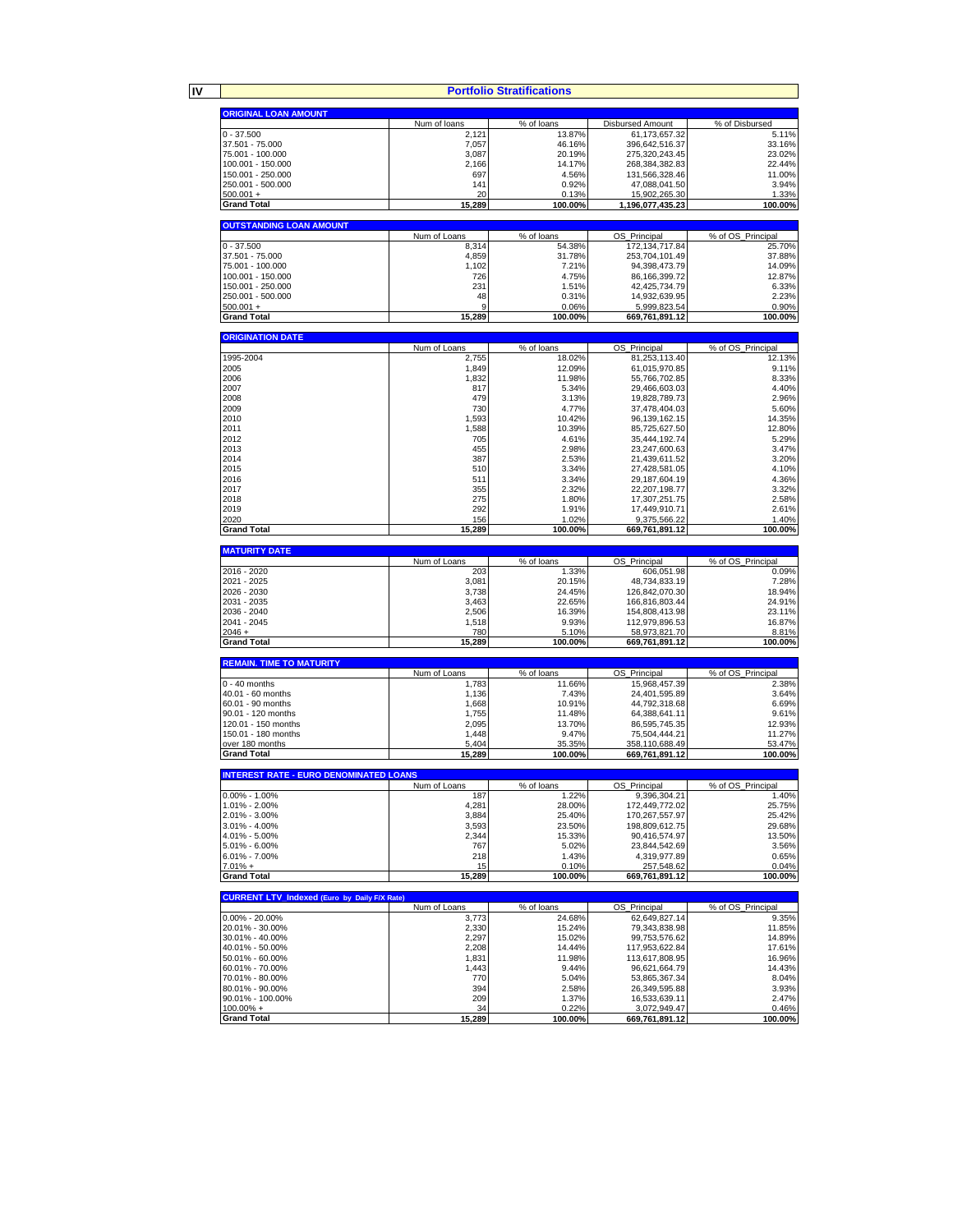# IV Portfolio Stratifications

| ORIGINAL LOAN AMOUNT | Num of loans | % of loans | Disbursed Amount | % of Disbursed |
|---|---|---|---|---|
| 0 - 37.500 | 2,121 | 13.87% | 61,173,657.32 | 5.11% |
| 37.501 - 75.000 | 7,057 | 46.16% | 396,642,516.37 | 33.16% |
| 75.001 - 100.000 | 3,087 | 20.19% | 275,320,243.45 | 23.02% |
| 100.001 - 150.000 | 2,166 | 14.17% | 268,384,382.83 | 22.44% |
| 150.001 - 250.000 | 697 | 4.56% | 131,566,328.46 | 11.00% |
| 250.001 - 500.000 | 141 | 0.92% | 47,088,041.50 | 3.94% |
| 500.001 + | 20 | 0.13% | 15,902,265.30 | 1.33% |
| **Grand Total** | **15,289** | **100.00%** | **1,196,077,435.23** | **100.00%** |

| OUTSTANDING LOAN AMOUNT | Num of Loans | % of loans | OS_Principal | % of OS_Principal |
|---|---|---|---|---|
| 0 - 37.500 | 8,314 | 54.38% | 172,134,717.84 | 25.70% |
| 37.501 - 75.000 | 4,859 | 31.78% | 253,704,101.49 | 37.88% |
| 75.001 - 100.000 | 1,102 | 7.21% | 94,398,473.79 | 14.09% |
| 100.001 - 150.000 | 726 | 4.75% | 86,166,399.72 | 12.87% |
| 150.001 - 250.000 | 231 | 1.51% | 42,425,734.79 | 6.33% |
| 250.001 - 500.000 | 48 | 0.31% | 14,932,639.95 | 2.23% |
| 500.001 + | 9 | 0.06% | 5,999,823.54 | 0.90% |
| **Grand Total** | **15,289** | **100.00%** | **669,761,891.12** | **100.00%** |

| ORIGINATION DATE | Num of Loans | % of loans | OS_Principal | % of OS_Principal |
|---|---|---|---|---|
| 1995-2004 | 2,755 | 18.02% | 81,253,113.40 | 12.13% |
| 2005 | 1,849 | 12.09% | 61,015,970.85 | 9.11% |
| 2006 | 1,832 | 11.98% | 55,766,702.85 | 8.33% |
| 2007 | 817 | 5.34% | 29,466,603.03 | 4.40% |
| 2008 | 479 | 3.13% | 19,828,789.73 | 2.96% |
| 2009 | 730 | 4.77% | 37,478,404.03 | 5.60% |
| 2010 | 1,593 | 10.42% | 96,139,162.15 | 14.35% |
| 2011 | 1,588 | 10.39% | 85,725,627.50 | 12.80% |
| 2012 | 705 | 4.61% | 35,444,192.74 | 5.29% |
| 2013 | 455 | 2.98% | 23,247,600.63 | 3.47% |
| 2014 | 387 | 2.53% | 21,439,611.52 | 3.20% |
| 2015 | 510 | 3.34% | 27,428,581.05 | 4.10% |
| 2016 | 511 | 3.34% | 29,187,604.19 | 4.36% |
| 2017 | 355 | 2.32% | 22,207,198.77 | 3.32% |
| 2018 | 275 | 1.80% | 17,307,251.75 | 2.58% |
| 2019 | 292 | 1.91% | 17,449,910.71 | 2.61% |
| 2020 | 156 | 1.02% | 9,375,566.22 | 1.40% |
| **Grand Total** | **15,289** | **100.00%** | **669,761,891.12** | **100.00%** |

| MATURITY DATE | Num of Loans | % of loans | OS_Principal | % of OS_Principal |
|---|---|---|---|---|
| 2016 - 2020 | 203 | 1.33% | 606,051.98 | 0.09% |
| 2021 - 2025 | 3,081 | 20.15% | 48,734,833.19 | 7.28% |
| 2026 - 2030 | 3,738 | 24.45% | 126,842,070.30 | 18.94% |
| 2031 - 2035 | 3,463 | 22.65% | 166,816,803.44 | 24.91% |
| 2036 - 2040 | 2,506 | 16.39% | 154,808,413.98 | 23.11% |
| 2041 - 2045 | 1,518 | 9.93% | 112,979,896.53 | 16.87% |
| 2046 + | 780 | 5.10% | 58,973,821.70 | 8.81% |
| **Grand Total** | **15,289** | **100.00%** | **669,761,891.12** | **100.00%** |

| REMAIN. TIME TO MATURITY | Num of Loans | % of loans | OS_Principal | % of OS_Principal |
|---|---|---|---|---|
| 0 - 40 months | 1,783 | 11.66% | 15,968,457.39 | 2.38% |
| 40.01 - 60 months | 1,136 | 7.43% | 24,401,595.89 | 3.64% |
| 60.01 - 90 months | 1,668 | 10.91% | 44,792,318.68 | 6.69% |
| 90.01 - 120 months | 1,755 | 11.48% | 64,388,641.11 | 9.61% |
| 120.01 - 150 months | 2,095 | 13.70% | 86,595,745.35 | 12.93% |
| 150.01 - 180 months | 1,448 | 9.47% | 75,504,444.21 | 11.27% |
| over 180 months | 5,404 | 35.35% | 358,110,688.49 | 53.47% |
| **Grand Total** | **15,289** | **100.00%** | **669,761,891.12** | **100.00%** |

| INTEREST RATE - EURO DENOMINATED LOANS | Num of Loans | % of loans | OS_Principal | % of OS_Principal |
|---|---|---|---|---|
| 0.00% - 1.00% | 187 | 1.22% | 9,396,304.21 | 1.40% |
| 1.01% - 2.00% | 4,281 | 28.00% | 172,449,772.02 | 25.75% |
| 2.01% - 3.00% | 3,884 | 25.40% | 170,267,557.97 | 25.42% |
| 3.01% - 4.00% | 3,593 | 23.50% | 198,809,612.75 | 29.68% |
| 4.01% - 5.00% | 2,344 | 15.33% | 90,416,574.97 | 13.50% |
| 5.01% - 6.00% | 767 | 5.02% | 23,844,542.69 | 3.56% |
| 6.01% - 7.00% | 218 | 1.43% | 4,319,977.89 | 0.65% |
| 7.01% + | 15 | 0.10% | 257,548.62 | 0.04% |
| **Grand Total** | **15,289** | **100.00%** | **669,761,891.12** | **100.00%** |

| CURRENT LTV_Indexed (Euro by Daily F/X Rate) | Num of Loans | % of loans | OS_Principal | % of OS_Principal |
|---|---|---|---|---|
| 0.00% - 20.00% | 3,773 | 24.68% | 62,649,827.14 | 9.35% |
| 20.01% - 30.00% | 2,330 | 15.24% | 79,343,838.98 | 11.85% |
| 30.01% - 40.00% | 2,297 | 15.02% | 99,753,576.62 | 14.89% |
| 40.01% - 50.00% | 2,208 | 14.44% | 117,953,622.84 | 17.61% |
| 50.01% - 60.00% | 1,831 | 11.98% | 113,617,808.95 | 16.96% |
| 60.01% - 70.00% | 1,443 | 9.44% | 96,621,664.79 | 14.43% |
| 70.01% - 80.00% | 770 | 5.04% | 53,865,367.34 | 8.04% |
| 80.01% - 90.00% | 394 | 2.58% | 26,349,595.88 | 3.93% |
| 90.01% - 100.00% | 209 | 1.37% | 16,533,639.11 | 2.47% |
| 100.00% + | 34 | 0.22% | 3,072,949.47 | 0.46% |
| **Grand Total** | **15,289** | **100.00%** | **669,761,891.12** | **100.00%** |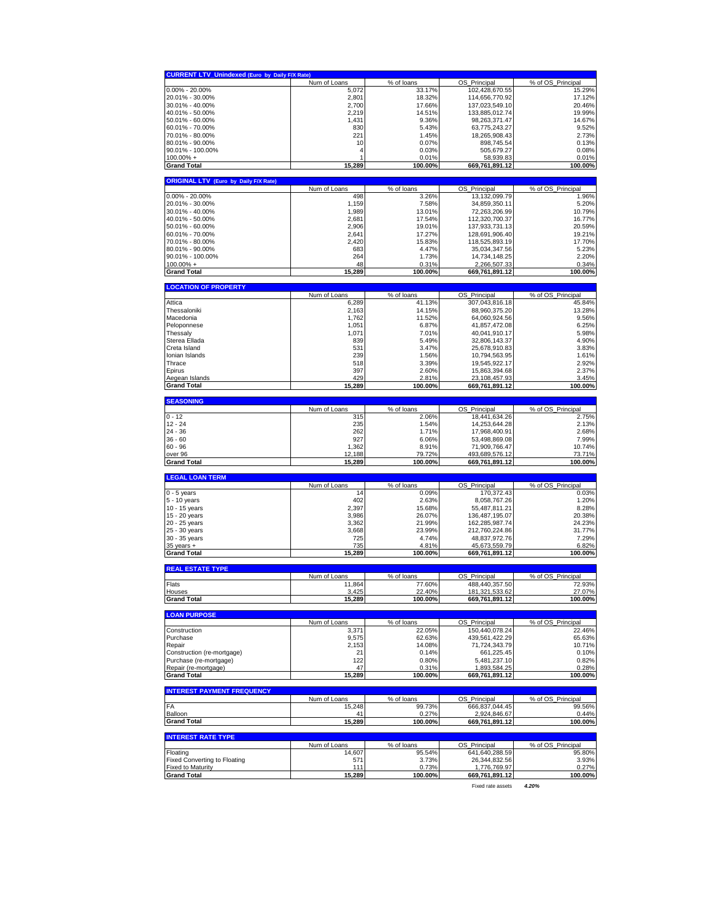| CURRENT LTV_Unindexed (Euro by Daily F/X Rate) | Num of Loans | % of loans | OS_Principal | % of OS_Principal |
|---|---|---|---|---|
| 0.00% - 20.00% | 5,072 | 33.17% | 102,428,670.55 | 15.29% |
| 20.01% - 30.00% | 2,801 | 18.32% | 114,656,770.92 | 17.12% |
| 30.01% - 40.00% | 2,700 | 17.66% | 137,023,549.10 | 20.46% |
| 40.01% - 50.00% | 2,219 | 14.51% | 133,885,012.74 | 19.99% |
| 50.01% - 60.00% | 1,431 | 9.36% | 98,263,371.47 | 14.67% |
| 60.01% - 70.00% | 830 | 5.43% | 63,775,243.27 | 9.52% |
| 70.01% - 80.00% | 221 | 1.45% | 18,265,908.43 | 2.73% |
| 80.01% - 90.00% | 10 | 0.07% | 898,745.54 | 0.13% |
| 90.01% - 100.00% | 4 | 0.03% | 505,679.27 | 0.08% |
| 100.00% + | 1 | 0.01% | 58,939.83 | 0.01% |
| **Grand Total** | **15,289** | **100.00%** | **669,761,891.12** | **100.00%** |

| ORIGINAL LTV (Euro by Daily F/X Rate) | Num of Loans | % of loans | OS_Principal | % of OS_Principal |
|---|---|---|---|---|
| 0.00% - 20.00% | 498 | 3.26% | 13,132,099.79 | 1.96% |
| 20.01% - 30.00% | 1,159 | 7.58% | 34,859,350.11 | 5.20% |
| 30.01% - 40.00% | 1,989 | 13.01% | 72,263,206.99 | 10.79% |
| 40.01% - 50.00% | 2,681 | 17.54% | 112,320,700.37 | 16.77% |
| 50.01% - 60.00% | 2,906 | 19.01% | 137,933,731.13 | 20.59% |
| 60.01% - 70.00% | 2,641 | 17.27% | 128,691,906.40 | 19.21% |
| 70.01% - 80.00% | 2,420 | 15.83% | 118,525,893.19 | 17.70% |
| 80.01% - 90.00% | 683 | 4.47% | 35,034,347.56 | 5.23% |
| 90.01% - 100.00% | 264 | 1.73% | 14,734,148.25 | 2.20% |
| 100.00% + | 48 | 0.31% | 2,266,507.33 | 0.34% |
| **Grand Total** | **15,289** | **100.00%** | **669,761,891.12** | **100.00%** |

| LOCATION OF PROPERTY | Num of Loans | % of loans | OS_Principal | % of OS_Principal |
|---|---|---|---|---|
| Attica | 6,289 | 41.13% | 307,043,816.18 | 45.84% |
| Thessaloniki | 2,163 | 14.15% | 88,960,375.20 | 13.28% |
| Macedonia | 1,762 | 11.52% | 64,060,924.56 | 9.56% |
| Peloponnese | 1,051 | 6.87% | 41,857,472.08 | 6.25% |
| Thessaly | 1,071 | 7.01% | 40,041,910.17 | 5.98% |
| Sterea Ellada | 839 | 5.49% | 32,806,143.37 | 4.90% |
| Creta Island | 531 | 3.47% | 25,678,910.83 | 3.83% |
| Ionian Islands | 239 | 1.56% | 10,794,563.95 | 1.61% |
| Thrace | 518 | 3.39% | 19,545,922.17 | 2.92% |
| Epirus | 397 | 2.60% | 15,863,394.68 | 2.37% |
| Aegean Islands | 429 | 2.81% | 23,108,457.93 | 3.45% |
| **Grand Total** | **15,289** | **100.00%** | **669,761,891.12** | **100.00%** |

| SEASONING | Num of Loans | % of loans | OS_Principal | % of OS_Principal |
|---|---|---|---|---|
| 0 - 12 | 315 | 2.06% | 18,441,634.26 | 2.75% |
| 12 - 24 | 235 | 1.54% | 14,253,644.28 | 2.13% |
| 24 - 36 | 262 | 1.71% | 17,968,400.91 | 2.68% |
| 36 - 60 | 927 | 6.06% | 53,498,869.08 | 7.99% |
| 60 - 96 | 1,362 | 8.91% | 71,909,766.47 | 10.74% |
| over 96 | 12,188 | 79.72% | 493,689,576.12 | 73.71% |
| **Grand Total** | **15,289** | **100.00%** | **669,761,891.12** | **100.00%** |

| LEGAL LOAN TERM | Num of Loans | % of loans | OS_Principal | % of OS_Principal |
|---|---|---|---|---|
| 0 - 5 years | 14 | 0.09% | 170,372.43 | 0.03% |
| 5 - 10 years | 402 | 2.63% | 8,058,767.26 | 1.20% |
| 10 - 15 years | 2,397 | 15.68% | 55,487,811.21 | 8.28% |
| 15 - 20 years | 3,986 | 26.07% | 136,487,195.07 | 20.38% |
| 20 - 25 years | 3,362 | 21.99% | 162,285,987.74 | 24.23% |
| 25 - 30 years | 3,668 | 23.99% | 212,760,224.86 | 31.77% |
| 30 - 35 years | 725 | 4.74% | 48,837,972.76 | 7.29% |
| 35 years + | 735 | 4.81% | 45,673,559.79 | 6.82% |
| **Grand Total** | **15,289** | **100.00%** | **669,761,891.12** | **100.00%** |

| REAL ESTATE TYPE | Num of Loans | % of loans | OS_Principal | % of OS_Principal |
|---|---|---|---|---|
| Flats | 11,864 | 77.60% | 488,440,357.50 | 72.93% |
| Houses | 3,425 | 22.40% | 181,321,533.62 | 27.07% |
| **Grand Total** | **15,289** | **100.00%** | **669,761,891.12** | **100.00%** |

| LOAN PURPOSE | Num of Loans | % of loans | OS_Principal | % of OS_Principal |
|---|---|---|---|---|
| Construction | 3,371 | 22.05% | 150,440,078.24 | 22.46% |
| Purchase | 9,575 | 62.63% | 439,561,422.29 | 65.63% |
| Repair | 2,153 | 14.08% | 71,724,343.79 | 10.71% |
| Construction (re-mortgage) | 21 | 0.14% | 661,225.45 | 0.10% |
| Purchase (re-mortgage) | 122 | 0.80% | 5,481,237.10 | 0.82% |
| Repair (re-mortgage) | 47 | 0.31% | 1,893,584.25 | 0.28% |
| **Grand Total** | **15,289** | **100.00%** | **669,761,891.12** | **100.00%** |

| INTEREST PAYMENT FREQUENCY | Num of Loans | % of loans | OS_Principal | % of OS_Principal |
|---|---|---|---|---|
| FA | 15,248 | 99.73% | 666,837,044.45 | 99.56% |
| Balloon | 41 | 0.27% | 2,924,846.67 | 0.44% |
| **Grand Total** | **15,289** | **100.00%** | **669,761,891.12** | **100.00%** |

| INTEREST RATE TYPE | Num of Loans | % of loans | OS_Principal | % of OS_Principal |
|---|---|---|---|---|
| Floating | 14,607 | 95.54% | 641,640,288.59 | 95.80% |
| Fixed Converting to Floating | 571 | 3.73% | 26,344,832.56 | 3.93% |
| Fixed to Maturity | 111 | 0.73% | 1,776,769.97 | 0.27% |
| **Grand Total** | **15,289** | **100.00%** | **669,761,891.12** | **100.00%** |
| | | | Fixed rate assets | *4.20%* |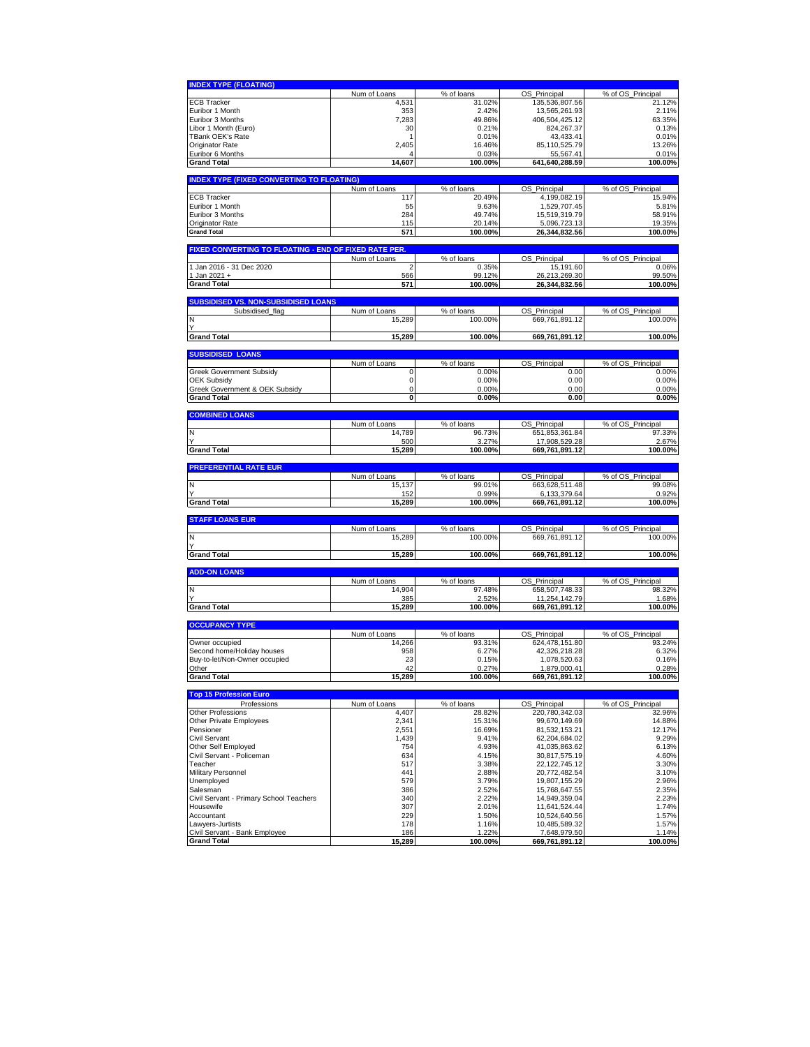| INDEX TYPE (FLOATING) | Num of Loans | % of loans | OS_Principal | % of OS_Principal |
|---|---|---|---|---|
| ECB Tracker | 4,531 | 31.02% | 135,536,807.56 | 21.12% |
| Euribor 1 Month | 353 | 2.42% | 13,565,261.93 | 2.11% |
| Euribor 3 Months | 7,283 | 49.86% | 406,504,425.12 | 63.35% |
| Libor 1 Month (Euro) | 30 | 0.21% | 824,267.37 | 0.13% |
| TBank OEK's Rate | 1 | 0.01% | 43,433.41 | 0.01% |
| Originator Rate | 2,405 | 16.46% | 85,110,525.79 | 13.26% |
| Euribor 6 Months | 4 | 0.03% | 55,567.41 | 0.01% |
| **Grand Total** | **14,607** | **100.00%** | **641,640,288.59** | **100.00%** |

| INDEX TYPE (FIXED CONVERTING TO FLOATING) | Num of Loans | % of loans | OS_Principal | % of OS_Principal |
|---|---|---|---|---|
| ECB Tracker | 117 | 20.49% | 4,199,082.19 | 15.94% |
| Euribor 1 Month | 55 | 9.63% | 1,529,707.45 | 5.81% |
| Euribor 3 Months | 284 | 49.74% | 15,519,319.79 | 58.91% |
| Originator Rate | 115 | 20.14% | 5,096,723.13 | 19.35% |
| **Grand Total** | **571** | **100.00%** | **26,344,832.56** | **100.00%** |

| FIXED CONVERTING TO FLOATING - END OF FIXED RATE PER. | Num of Loans | % of loans | OS_Principal | % of OS_Principal |
|---|---|---|---|---|
| 1 Jan 2016 - 31 Dec 2020 | 2 | 0.35% | 15,191.60 | 0.06% |
| 1 Jan 2021 + | 566 | 99.12% | 26,213,269.30 | 99.50% |
| **Grand Total** | **571** | **100.00%** | **26,344,832.56** | **100.00%** |

| SUBSIDISED VS. NON-SUBSIDISED LOANS | | | | |
|---|---|---|---|---|
| Subsidised_flag | Num of Loans | % of loans | OS_Principal | % of OS_Principal |
| N | 15,289 | 100.00% | 669,761,891.12 | 100.00% |
| Y | | | | |
| **Grand Total** | **15,289** | **100.00%** | **669,761,891.12** | **100.00%** |

| SUBSIDISED LOANS | Num of Loans | % of loans | OS_Principal | % of OS_Principal |
|---|---|---|---|---|
| Greek Government Subsidy | 0 | 0.00% | 0.00 | 0.00% |
| OEK Subsidy | 0 | 0.00% | 0.00 | 0.00% |
| Greek Government & OEK Subsidy | 0 | 0.00% | 0.00 | 0.00% |
| **Grand Total** | **0** | **0.00%** | **0.00** | **0.00%** |

| COMBINED LOANS | Num of Loans | % of loans | OS_Principal | % of OS_Principal |
|---|---|---|---|---|
| N | 14,789 | 96.73% | 651,853,361.84 | 97.33% |
| Y | 500 | 3.27% | 17,908,529.28 | 2.67% |
| **Grand Total** | **15,289** | **100.00%** | **669,761,891.12** | **100.00%** |

| PREFERENTIAL RATE EUR | Num of Loans | % of loans | OS_Principal | % of OS_Principal |
|---|---|---|---|---|
| N | 15,137 | 99.01% | 663,628,511.48 | 99.08% |
| Y | 152 | 0.99% | 6,133,379.64 | 0.92% |
| **Grand Total** | **15,289** | **100.00%** | **669,761,891.12** | **100.00%** |

| STAFF LOANS EUR | Num of Loans | % of loans | OS_Principal | % of OS_Principal |
|---|---|---|---|---|
| N | 15,289 | 100.00% | 669,761,891.12 | 100.00% |
| Y | | | | |
| **Grand Total** | **15,289** | **100.00%** | **669,761,891.12** | **100.00%** |

| ADD-ON LOANS | Num of Loans | % of loans | OS_Principal | % of OS_Principal |
|---|---|---|---|---|
| N | 14,904 | 97.48% | 658,507,748.33 | 98.32% |
| Y | 385 | 2.52% | 11,254,142.79 | 1.68% |
| **Grand Total** | **15,289** | **100.00%** | **669,761,891.12** | **100.00%** |

| OCCUPANCY TYPE | Num of Loans | % of loans | OS_Principal | % of OS_Principal |
|---|---|---|---|---|
| Owner occupied | 14,266 | 93.31% | 624,478,151.80 | 93.24% |
| Second home/Holiday houses | 958 | 6.27% | 42,326,218.28 | 6.32% |
| Buy-to-let/Non-Owner occupied | 23 | 0.15% | 1,078,520.63 | 0.16% |
| Other | 42 | 0.27% | 1,879,000.41 | 0.28% |
| **Grand Total** | **15,289** | **100.00%** | **669,761,891.12** | **100.00%** |

| Top 15 Profession Euro | | | | |
|---|---|---|---|---|
| Professions | Num of Loans | % of loans | OS_Principal | % of OS_Principal |
| Other Professions | 4,407 | 28.82% | 220,780,342.03 | 32.96% |
| Other Private Employees | 2,341 | 15.31% | 99,670,149.69 | 14.88% |
| Pensioner | 2,551 | 16.69% | 81,532,153.21 | 12.17% |
| Civil Servant | 1,439 | 9.41% | 62,204,684.02 | 9.29% |
| Other Self Employed | 754 | 4.93% | 41,035,863.62 | 6.13% |
| Civil Servant - Policeman | 634 | 4.15% | 30,817,575.19 | 4.60% |
| Teacher | 517 | 3.38% | 22,122,745.12 | 3.30% |
| Military Personnel | 441 | 2.88% | 20,772,482.54 | 3.10% |
| Unemployed | 579 | 3.79% | 19,807,155.29 | 2.96% |
| Salesman | 386 | 2.52% | 15,768,647.55 | 2.35% |
| Civil Servant - Primary School Teachers | 340 | 2.22% | 14,949,359.04 | 2.23% |
| Housewife | 307 | 2.01% | 11,641,524.44 | 1.74% |
| Accountant | 229 | 1.50% | 10,524,640.56 | 1.57% |
| Lawyers-Jurtists | 178 | 1.16% | 10,485,589.32 | 1.57% |
| Civil Servant - Bank Employee | 186 | 1.22% | 7,648,979.50 | 1.14% |
| **Grand Total** | **15,289** | **100.00%** | **669,761,891.12** | **100.00%** |